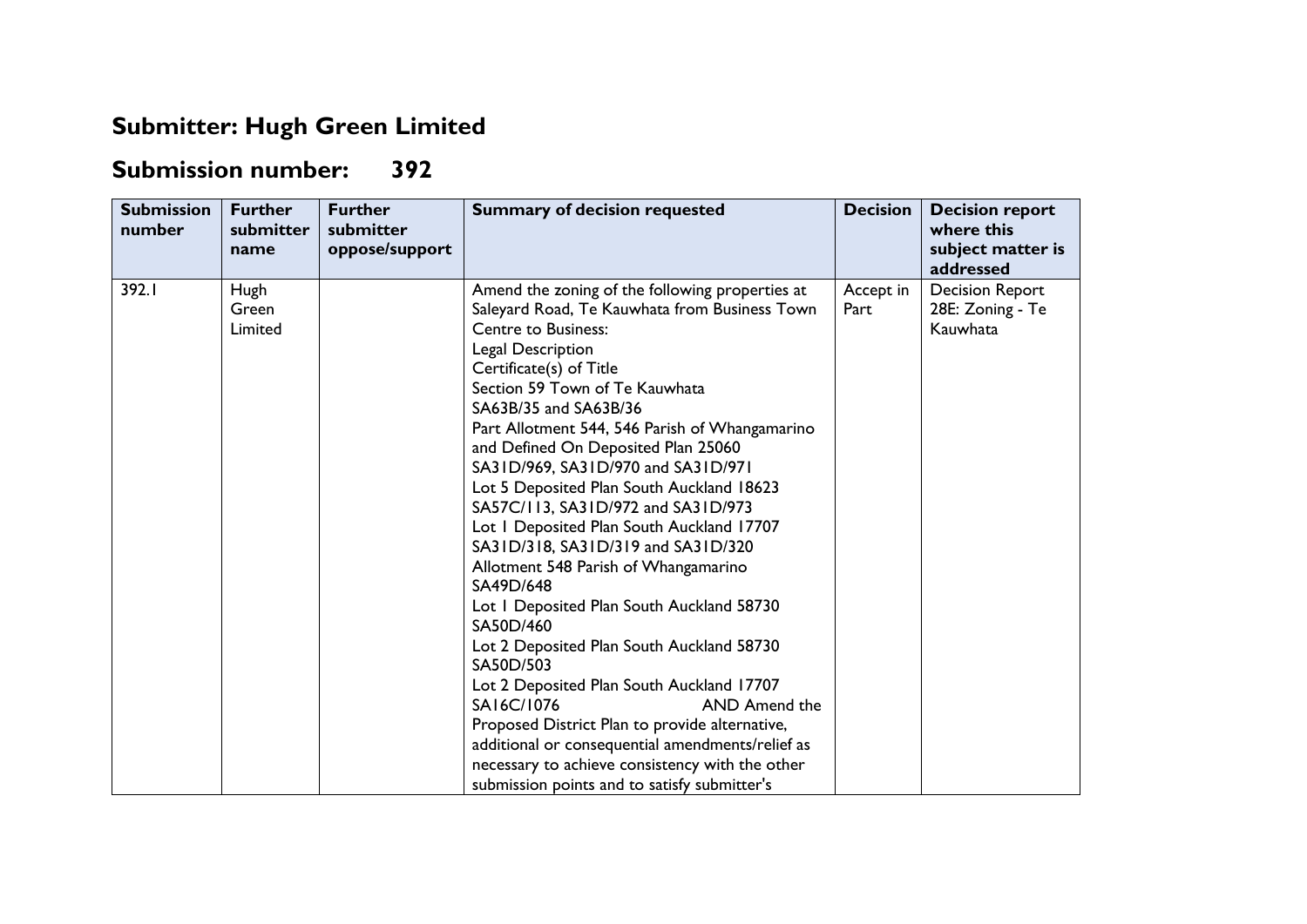# Submitter: Hugh Green Limited

# Submission number: 392

| Submission number | Further submitter name | Further submitter oppose/support | Summary of decision requested | Decision | Decision report where this subject matter is addressed |
|---|---|---|---|---|---|
| 392.1 | Hugh Green Limited | | Amend the zoning of the following properties at Saleyard Road, Te Kauwhata from Business Town Centre to Business:<br>Legal Description<br>Certificate(s) of Title<br>Section 59 Town of Te Kauwhata<br>SA63B/35 and SA63B/36<br>Part Allotment 544, 546 Parish of Whangamarino and Defined On Deposited Plan 25060<br>SA31D/969, SA31D/970 and SA31D/971<br>Lot 5 Deposited Plan South Auckland 18623<br>SA57C/113, SA31D/972 and SA31D/973<br>Lot 1 Deposited Plan South Auckland 17707<br>SA31D/318, SA31D/319 and SA31D/320<br>Allotment 548 Parish of Whangamarino<br>SA49D/648<br>Lot 1 Deposited Plan South Auckland 58730<br>SA50D/460<br>Lot 2 Deposited Plan South Auckland 58730<br>SA50D/503<br>Lot 2 Deposited Plan South Auckland 17707<br>SA16C/1076 AND Amend the Proposed District Plan to provide alternative, additional or consequential amendments/relief as necessary to achieve consistency with the other submission points and to satisfy submitter's | Accept in Part | Decision Report 28E: Zoning - Te Kauwhata |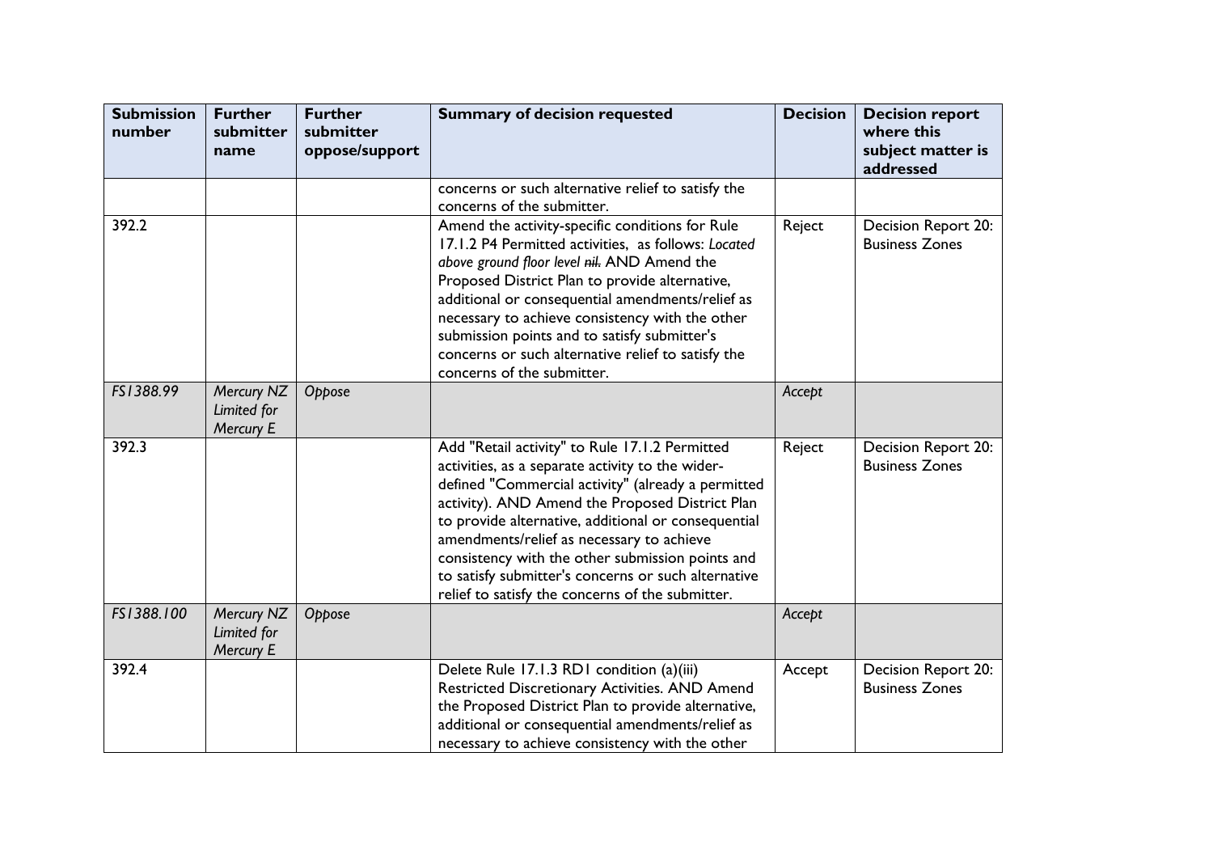| Submission number | Further submitter name | Further submitter oppose/support | Summary of decision requested | Decision | Decision report where this subject matter is addressed |
|---|---|---|---|---|---|
| | | | concerns or such alternative relief to satisfy the concerns of the submitter. | | |
| 392.2 | | | Amend the activity-specific conditions for Rule 17.1.2 P4 Permitted activities, as follows: *Located above ground floor level ~~nil~~.* AND Amend the Proposed District Plan to provide alternative, additional or consequential amendments/relief as necessary to achieve consistency with the other submission points and to satisfy submitter's concerns or such alternative relief to satisfy the concerns of the submitter. | Reject | Decision Report 20: Business Zones |
| *FS1388.99* | *Mercury NZ Limited for Mercury E* | *Oppose* | | *Accept* | |
| 392.3 | | | Add "Retail activity" to Rule 17.1.2 Permitted activities, as a separate activity to the wider-defined "Commercial activity" (already a permitted activity). AND Amend the Proposed District Plan to provide alternative, additional or consequential amendments/relief as necessary to achieve consistency with the other submission points and to satisfy submitter's concerns or such alternative relief to satisfy the concerns of the submitter. | Reject | Decision Report 20: Business Zones |
| *FS1388.100* | *Mercury NZ Limited for Mercury E* | *Oppose* | | *Accept* | |
| 392.4 | | | Delete Rule 17.1.3 RD1 condition (a)(iii) Restricted Discretionary Activities. AND Amend the Proposed District Plan to provide alternative, additional or consequential amendments/relief as necessary to achieve consistency with the other | Accept | Decision Report 20: Business Zones |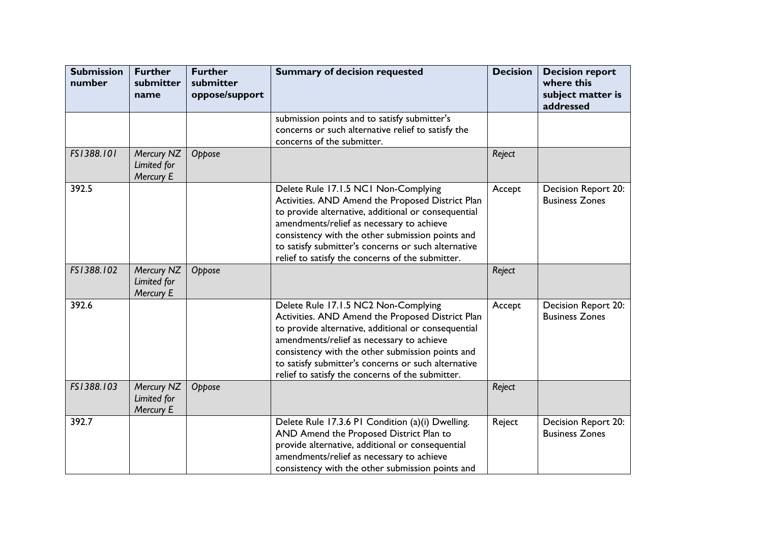| Submission number | Further submitter name | Further submitter oppose/support | Summary of decision requested | Decision | Decision report where this subject matter is addressed |
|---|---|---|---|---|---|
| | | | submission points and to satisfy submitter's concerns or such alternative relief to satisfy the concerns of the submitter. | | |
| *FS1388.101* | *Mercury NZ Limited for Mercury E* | *Oppose* | | *Reject* | |
| 392.5 | | | Delete Rule 17.1.5 NC1 Non-Complying Activities. AND Amend the Proposed District Plan to provide alternative, additional or consequential amendments/relief as necessary to achieve consistency with the other submission points and to satisfy submitter's concerns or such alternative relief to satisfy the concerns of the submitter. | Accept | Decision Report 20: Business Zones |
| *FS1388.102* | *Mercury NZ Limited for Mercury E* | *Oppose* | | *Reject* | |
| 392.6 | | | Delete Rule 17.1.5 NC2 Non-Complying Activities. AND Amend the Proposed District Plan to provide alternative, additional or consequential amendments/relief as necessary to achieve consistency with the other submission points and to satisfy submitter's concerns or such alternative relief to satisfy the concerns of the submitter. | Accept | Decision Report 20: Business Zones |
| *FS1388.103* | *Mercury NZ Limited for Mercury E* | *Oppose* | | *Reject* | |
| 392.7 | | | Delete Rule 17.3.6 P1 Condition (a)(i) Dwelling. AND Amend the Proposed District Plan to provide alternative, additional or consequential amendments/relief as necessary to achieve consistency with the other submission points and | Reject | Decision Report 20: Business Zones |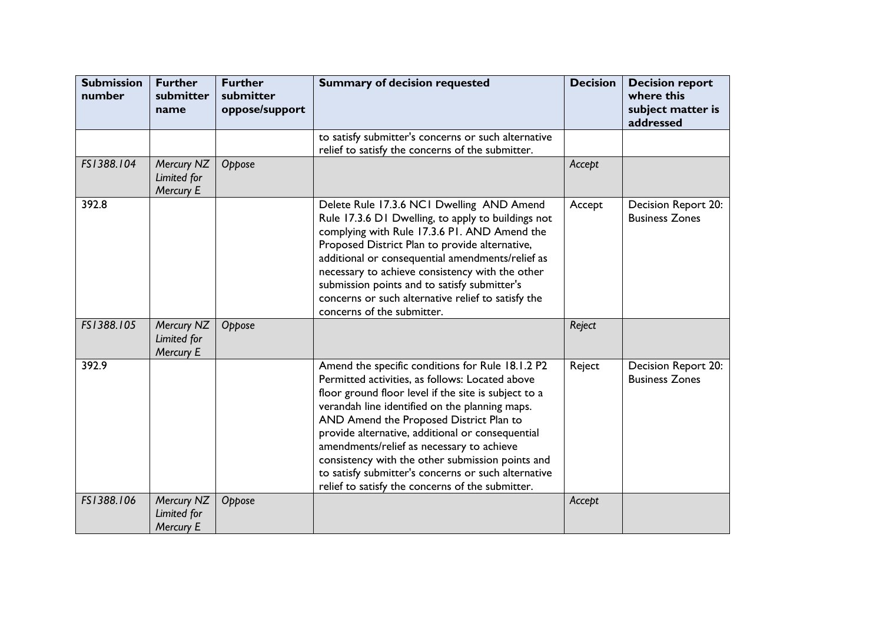| Submission number | Further submitter name | Further submitter oppose/support | Summary of decision requested | Decision | Decision report where this subject matter is addressed |
|---|---|---|---|---|---|
| | | | to satisfy submitter's concerns or such alternative relief to satisfy the concerns of the submitter. | | |
| *FS1388.104* | *Mercury NZ Limited for Mercury E* | *Oppose* | | *Accept* | |
| 392.8 | | | Delete Rule 17.3.6 NC1 Dwelling AND Amend Rule 17.3.6 D1 Dwelling, to apply to buildings not complying with Rule 17.3.6 P1. AND Amend the Proposed District Plan to provide alternative, additional or consequential amendments/relief as necessary to achieve consistency with the other submission points and to satisfy submitter's concerns or such alternative relief to satisfy the concerns of the submitter. | Accept | Decision Report 20: Business Zones |
| *FS1388.105* | *Mercury NZ Limited for Mercury E* | *Oppose* | | *Reject* | |
| 392.9 | | | Amend the specific conditions for Rule 18.1.2 P2 Permitted activities, as follows: Located above floor ground floor level if the site is subject to a verandah line identified on the planning maps. AND Amend the Proposed District Plan to provide alternative, additional or consequential amendments/relief as necessary to achieve consistency with the other submission points and to satisfy submitter's concerns or such alternative relief to satisfy the concerns of the submitter. | Reject | Decision Report 20: Business Zones |
| *FS1388.106* | *Mercury NZ Limited for Mercury E* | *Oppose* | | *Accept* | |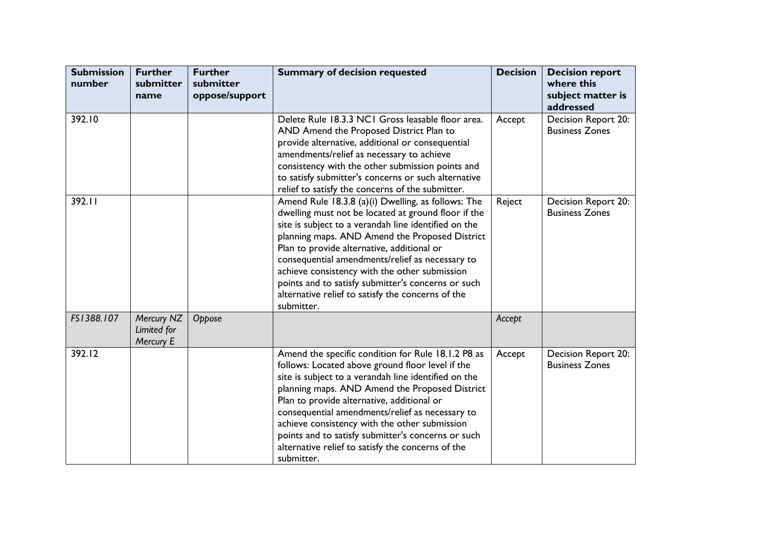| Submission number | Further submitter name | Further submitter oppose/support | Summary of decision requested | Decision | Decision report where this subject matter is addressed |
|---|---|---|---|---|---|
| 392.10 | | | Delete Rule 18.3.3 NC1 Gross leasable floor area. AND Amend the Proposed District Plan to provide alternative, additional or consequential amendments/relief as necessary to achieve consistency with the other submission points and to satisfy submitter's concerns or such alternative relief to satisfy the concerns of the submitter. | Accept | Decision Report 20: Business Zones |
| 392.11 | | | Amend Rule 18.3.8 (a)(i) Dwelling, as follows: The dwelling must not be located at ground floor if the site is subject to a verandah line identified on the planning maps. AND Amend the Proposed District Plan to provide alternative, additional or consequential amendments/relief as necessary to achieve consistency with the other submission points and to satisfy submitter's concerns or such alternative relief to satisfy the concerns of the submitter. | Reject | Decision Report 20: Business Zones |
| *FS1388.107* | *Mercury NZ Limited for Mercury E* | *Oppose* | | *Accept* | |
| 392.12 | | | Amend the specific condition for Rule 18.1.2 P8 as follows: Located above ground floor level if the site is subject to a verandah line identified on the planning maps. AND Amend the Proposed District Plan to provide alternative, additional or consequential amendments/relief as necessary to achieve consistency with the other submission points and to satisfy submitter's concerns or such alternative relief to satisfy the concerns of the submitter. | Accept | Decision Report 20: Business Zones |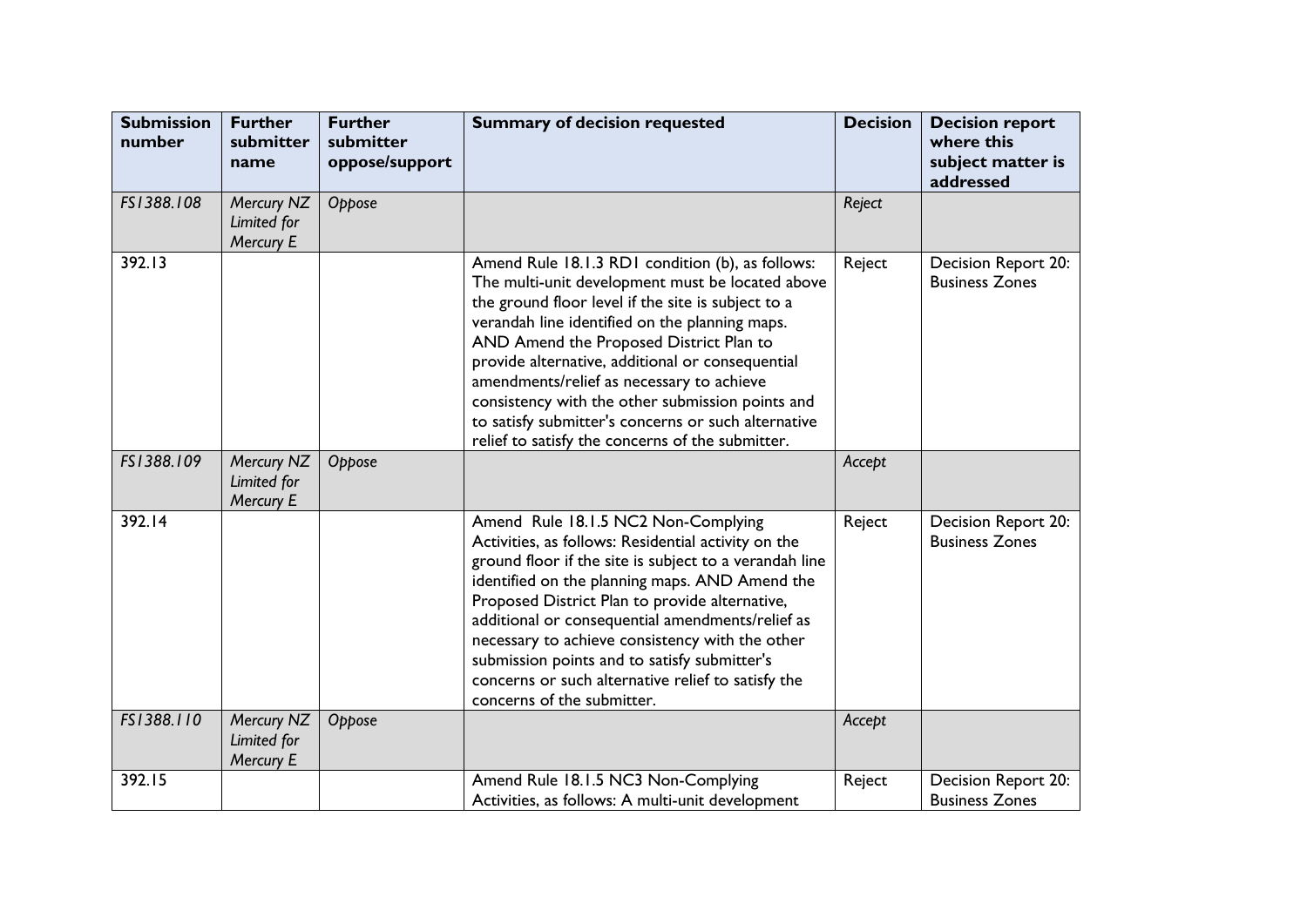| Submission number | Further submitter name | Further submitter oppose/support | Summary of decision requested | Decision | Decision report where this subject matter is addressed |
|---|---|---|---|---|---|
| *FS1388.108* | *Mercury NZ Limited for Mercury E* | *Oppose* | | *Reject* | |
| 392.13 | | | Amend Rule 18.1.3 RD1 condition (b), as follows: The multi-unit development must be located above the ground floor level if the site is subject to a verandah line identified on the planning maps. AND Amend the Proposed District Plan to provide alternative, additional or consequential amendments/relief as necessary to achieve consistency with the other submission points and to satisfy submitter's concerns or such alternative relief to satisfy the concerns of the submitter. | Reject | Decision Report 20: Business Zones |
| *FS1388.109* | *Mercury NZ Limited for Mercury E* | *Oppose* | | *Accept* | |
| 392.14 | | | Amend Rule 18.1.5 NC2 Non-Complying Activities, as follows: Residential activity on the ground floor if the site is subject to a verandah line identified on the planning maps. AND Amend the Proposed District Plan to provide alternative, additional or consequential amendments/relief as necessary to achieve consistency with the other submission points and to satisfy submitter's concerns or such alternative relief to satisfy the concerns of the submitter. | Reject | Decision Report 20: Business Zones |
| *FS1388.110* | *Mercury NZ Limited for Mercury E* | *Oppose* | | *Accept* | |
| 392.15 | | | Amend Rule 18.1.5 NC3 Non-Complying Activities, as follows: A multi-unit development | Reject | Decision Report 20: Business Zones |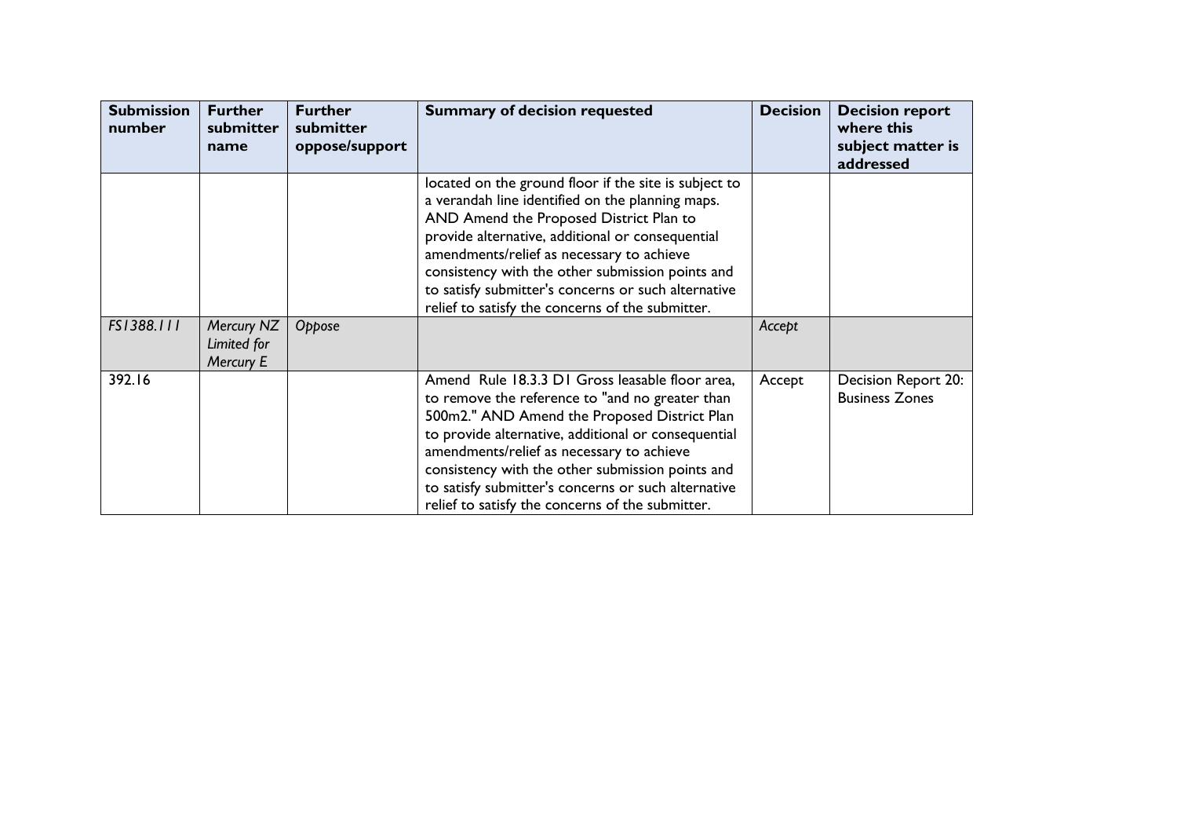| Submission number | Further submitter name | Further submitter oppose/support | Summary of decision requested | Decision | Decision report where this subject matter is addressed |
|---|---|---|---|---|---|
| | | | located on the ground floor if the site is subject to a verandah line identified on the planning maps. AND Amend the Proposed District Plan to provide alternative, additional or consequential amendments/relief as necessary to achieve consistency with the other submission points and to satisfy submitter's concerns or such alternative relief to satisfy the concerns of the submitter. | | |
| *FS1388.111* | *Mercury NZ Limited for Mercury E* | *Oppose* | | *Accept* | |
| 392.16 | | | Amend Rule 18.3.3 D1 Gross leasable floor area, to remove the reference to "and no greater than 500m2." AND Amend the Proposed District Plan to provide alternative, additional or consequential amendments/relief as necessary to achieve consistency with the other submission points and to satisfy submitter's concerns or such alternative relief to satisfy the concerns of the submitter. | Accept | Decision Report 20: Business Zones |